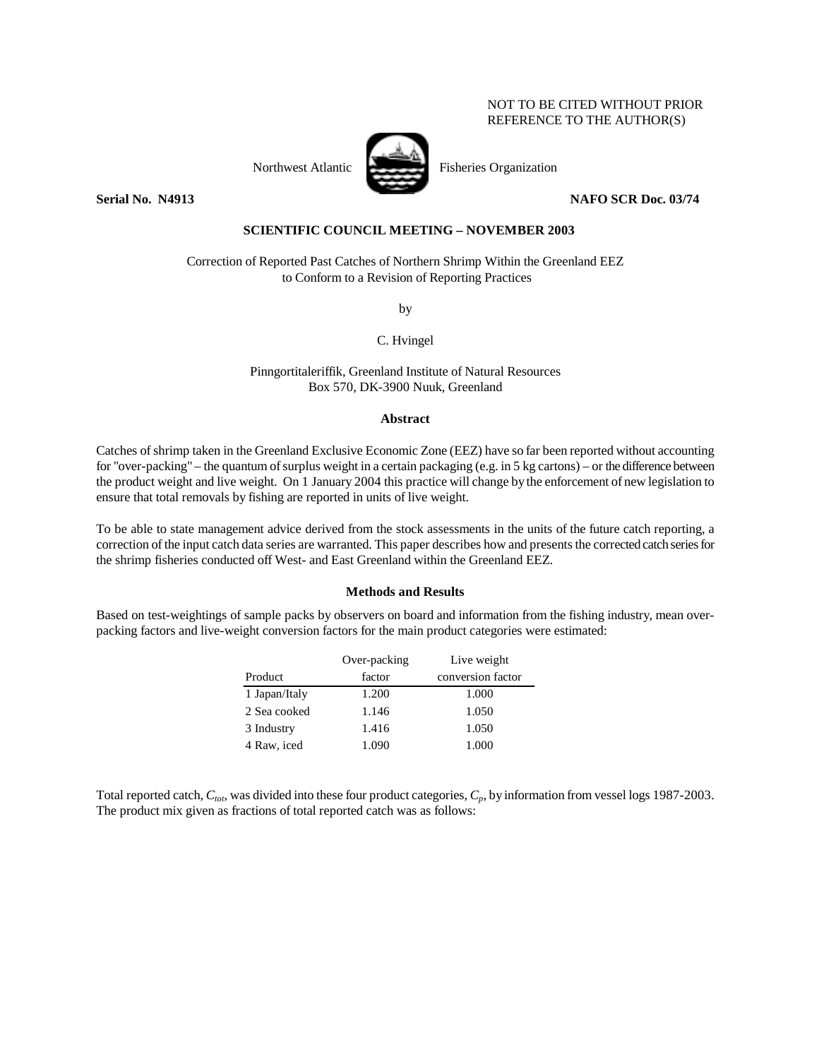NOT TO BE CITED WITHOUT PRIOR REFERENCE TO THE AUTHOR(S)

Northwest Atlantic Fisheries Organization

**Serial No. N4913** **NAFO SCR Doc. 03/74**

**SCIENTIFIC COUNCIL MEETING – NOVEMBER 2003**

# Correction of Reported Past Catches of Northern Shrimp Within the Greenland EEZ to Conform to a Revision of Reporting Practices

by

C. Hvingel

Pinngortitaleriffik, Greenland Institute of Natural Resources
Box 570, DK-3900 Nuuk, Greenland

## Abstract

Catches of shrimp taken in the Greenland Exclusive Economic Zone (EEZ) have so far been reported without accounting for "over-packing" – the quantum of surplus weight in a certain packaging (e.g. in 5 kg cartons) – or the difference between the product weight and live weight. On 1 January 2004 this practice will change by the enforcement of new legislation to ensure that total removals by fishing are reported in units of live weight.

To be able to state management advice derived from the stock assessments in the units of the future catch reporting, a correction of the input catch data series are warranted. This paper describes how and presents the corrected catch series for the shrimp fisheries conducted off West- and East Greenland within the Greenland EEZ.

## Methods and Results

Based on test-weightings of sample packs by observers on board and information from the fishing industry, mean over-packing factors and live-weight conversion factors for the main product categories were estimated:

| Product | Over-packing factor | Live weight conversion factor |
|---|---|---|
| 1 Japan/Italy | 1.200 | 1.000 |
| 2 Sea cooked | 1.146 | 1.050 |
| 3 Industry | 1.416 | 1.050 |
| 4 Raw, iced | 1.090 | 1.000 |

Total reported catch, $C_{tot}$, was divided into these four product categories, $C_p$, by information from vessel logs 1987-2003. The product mix given as fractions of total reported catch was as follows: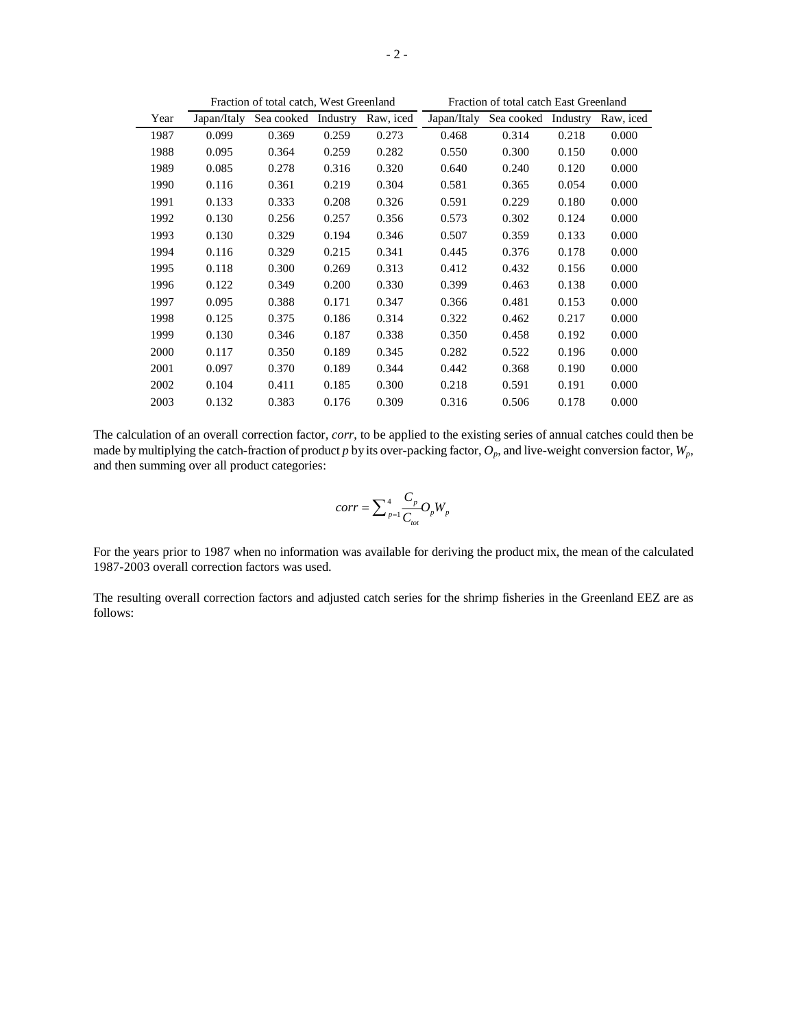| Year | Fraction of total catch, West Greenland | | | | Fraction of total catch East Greenland | | | |
|---|---|---|---|---|---|---|---|---|
| | Japan/Italy | Sea cooked | Industry | Raw, iced | Japan/Italy | Sea cooked | Industry | Raw, iced |
| 1987 | 0.099 | 0.369 | 0.259 | 0.273 | 0.468 | 0.314 | 0.218 | 0.000 |
| 1988 | 0.095 | 0.364 | 0.259 | 0.282 | 0.550 | 0.300 | 0.150 | 0.000 |
| 1989 | 0.085 | 0.278 | 0.316 | 0.320 | 0.640 | 0.240 | 0.120 | 0.000 |
| 1990 | 0.116 | 0.361 | 0.219 | 0.304 | 0.581 | 0.365 | 0.054 | 0.000 |
| 1991 | 0.133 | 0.333 | 0.208 | 0.326 | 0.591 | 0.229 | 0.180 | 0.000 |
| 1992 | 0.130 | 0.256 | 0.257 | 0.356 | 0.573 | 0.302 | 0.124 | 0.000 |
| 1993 | 0.130 | 0.329 | 0.194 | 0.346 | 0.507 | 0.359 | 0.133 | 0.000 |
| 1994 | 0.116 | 0.329 | 0.215 | 0.341 | 0.445 | 0.376 | 0.178 | 0.000 |
| 1995 | 0.118 | 0.300 | 0.269 | 0.313 | 0.412 | 0.432 | 0.156 | 0.000 |
| 1996 | 0.122 | 0.349 | 0.200 | 0.330 | 0.399 | 0.463 | 0.138 | 0.000 |
| 1997 | 0.095 | 0.388 | 0.171 | 0.347 | 0.366 | 0.481 | 0.153 | 0.000 |
| 1998 | 0.125 | 0.375 | 0.186 | 0.314 | 0.322 | 0.462 | 0.217 | 0.000 |
| 1999 | 0.130 | 0.346 | 0.187 | 0.338 | 0.350 | 0.458 | 0.192 | 0.000 |
| 2000 | 0.117 | 0.350 | 0.189 | 0.345 | 0.282 | 0.522 | 0.196 | 0.000 |
| 2001 | 0.097 | 0.370 | 0.189 | 0.344 | 0.442 | 0.368 | 0.190 | 0.000 |
| 2002 | 0.104 | 0.411 | 0.185 | 0.300 | 0.218 | 0.591 | 0.191 | 0.000 |
| 2003 | 0.132 | 0.383 | 0.176 | 0.309 | 0.316 | 0.506 | 0.178 | 0.000 |

The calculation of an overall correction factor, *corr*, to be applied to the existing series of annual catches could then be made by multiplying the catch-fraction of product $p$ by its over-packing factor, $O_p$, and live-weight conversion factor, $W_p$, and then summing over all product categories:

$$corr = \sum_{p=1}^{4} \frac{C_p}{C_{tot}} O_p W_p$$

For the years prior to 1987 when no information was available for deriving the product mix, the mean of the calculated 1987-2003 overall correction factors was used.

The resulting overall correction factors and adjusted catch series for the shrimp fisheries in the Greenland EEZ are as follows: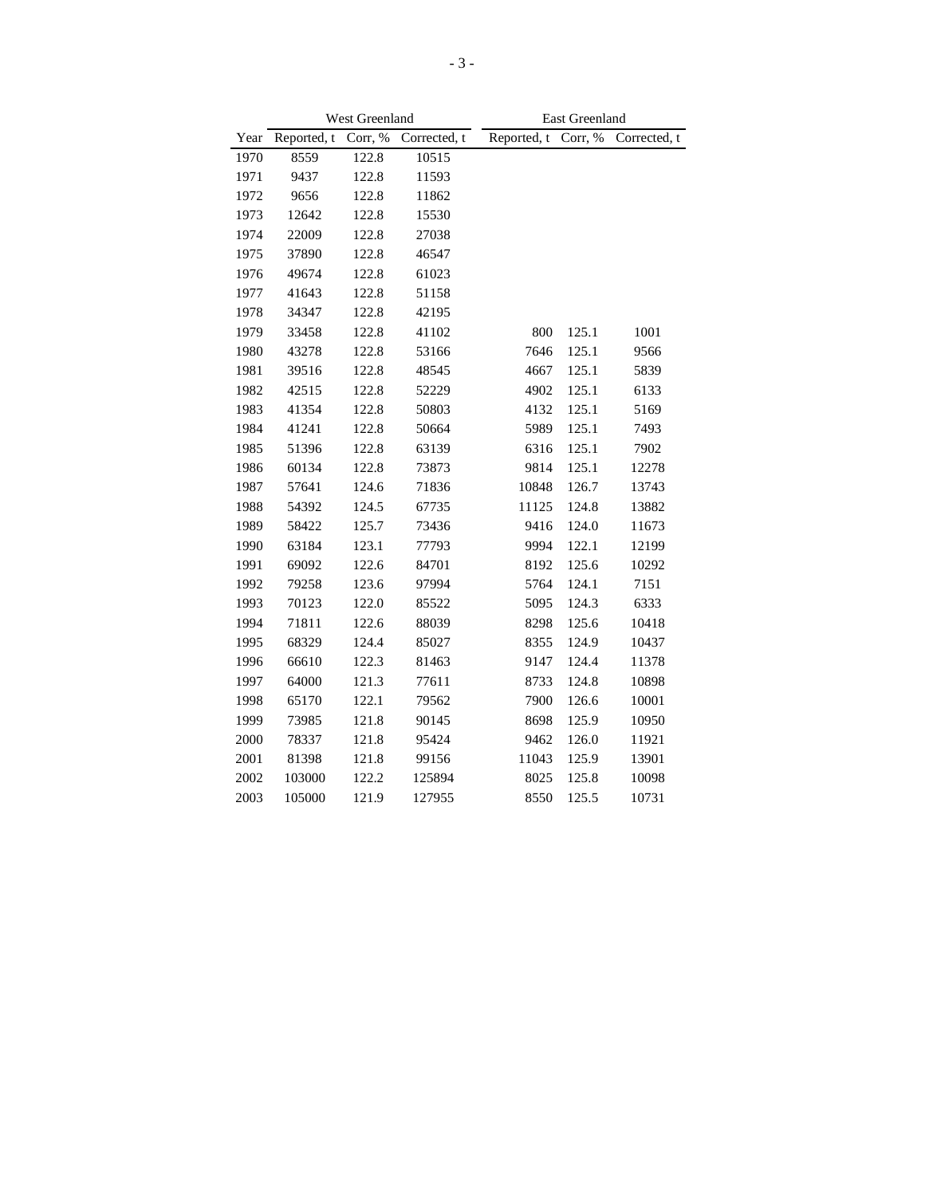| | West Greenland | | | East Greenland | | |
|---|---|---|---|---|---|---|
| Year | Reported, t | Corr, % | Corrected, t | Reported, t | Corr, % | Corrected, t |
| 1970 | 8559 | 122.8 | 10515 | | | |
| 1971 | 9437 | 122.8 | 11593 | | | |
| 1972 | 9656 | 122.8 | 11862 | | | |
| 1973 | 12642 | 122.8 | 15530 | | | |
| 1974 | 22009 | 122.8 | 27038 | | | |
| 1975 | 37890 | 122.8 | 46547 | | | |
| 1976 | 49674 | 122.8 | 61023 | | | |
| 1977 | 41643 | 122.8 | 51158 | | | |
| 1978 | 34347 | 122.8 | 42195 | | | |
| 1979 | 33458 | 122.8 | 41102 | 800 | 125.1 | 1001 |
| 1980 | 43278 | 122.8 | 53166 | 7646 | 125.1 | 9566 |
| 1981 | 39516 | 122.8 | 48545 | 4667 | 125.1 | 5839 |
| 1982 | 42515 | 122.8 | 52229 | 4902 | 125.1 | 6133 |
| 1983 | 41354 | 122.8 | 50803 | 4132 | 125.1 | 5169 |
| 1984 | 41241 | 122.8 | 50664 | 5989 | 125.1 | 7493 |
| 1985 | 51396 | 122.8 | 63139 | 6316 | 125.1 | 7902 |
| 1986 | 60134 | 122.8 | 73873 | 9814 | 125.1 | 12278 |
| 1987 | 57641 | 124.6 | 71836 | 10848 | 126.7 | 13743 |
| 1988 | 54392 | 124.5 | 67735 | 11125 | 124.8 | 13882 |
| 1989 | 58422 | 125.7 | 73436 | 9416 | 124.0 | 11673 |
| 1990 | 63184 | 123.1 | 77793 | 9994 | 122.1 | 12199 |
| 1991 | 69092 | 122.6 | 84701 | 8192 | 125.6 | 10292 |
| 1992 | 79258 | 123.6 | 97994 | 5764 | 124.1 | 7151 |
| 1993 | 70123 | 122.0 | 85522 | 5095 | 124.3 | 6333 |
| 1994 | 71811 | 122.6 | 88039 | 8298 | 125.6 | 10418 |
| 1995 | 68329 | 124.4 | 85027 | 8355 | 124.9 | 10437 |
| 1996 | 66610 | 122.3 | 81463 | 9147 | 124.4 | 11378 |
| 1997 | 64000 | 121.3 | 77611 | 8733 | 124.8 | 10898 |
| 1998 | 65170 | 122.1 | 79562 | 7900 | 126.6 | 10001 |
| 1999 | 73985 | 121.8 | 90145 | 8698 | 125.9 | 10950 |
| 2000 | 78337 | 121.8 | 95424 | 9462 | 126.0 | 11921 |
| 2001 | 81398 | 121.8 | 99156 | 11043 | 125.9 | 13901 |
| 2002 | 103000 | 122.2 | 125894 | 8025 | 125.8 | 10098 |
| 2003 | 105000 | 121.9 | 127955 | 8550 | 125.5 | 10731 |